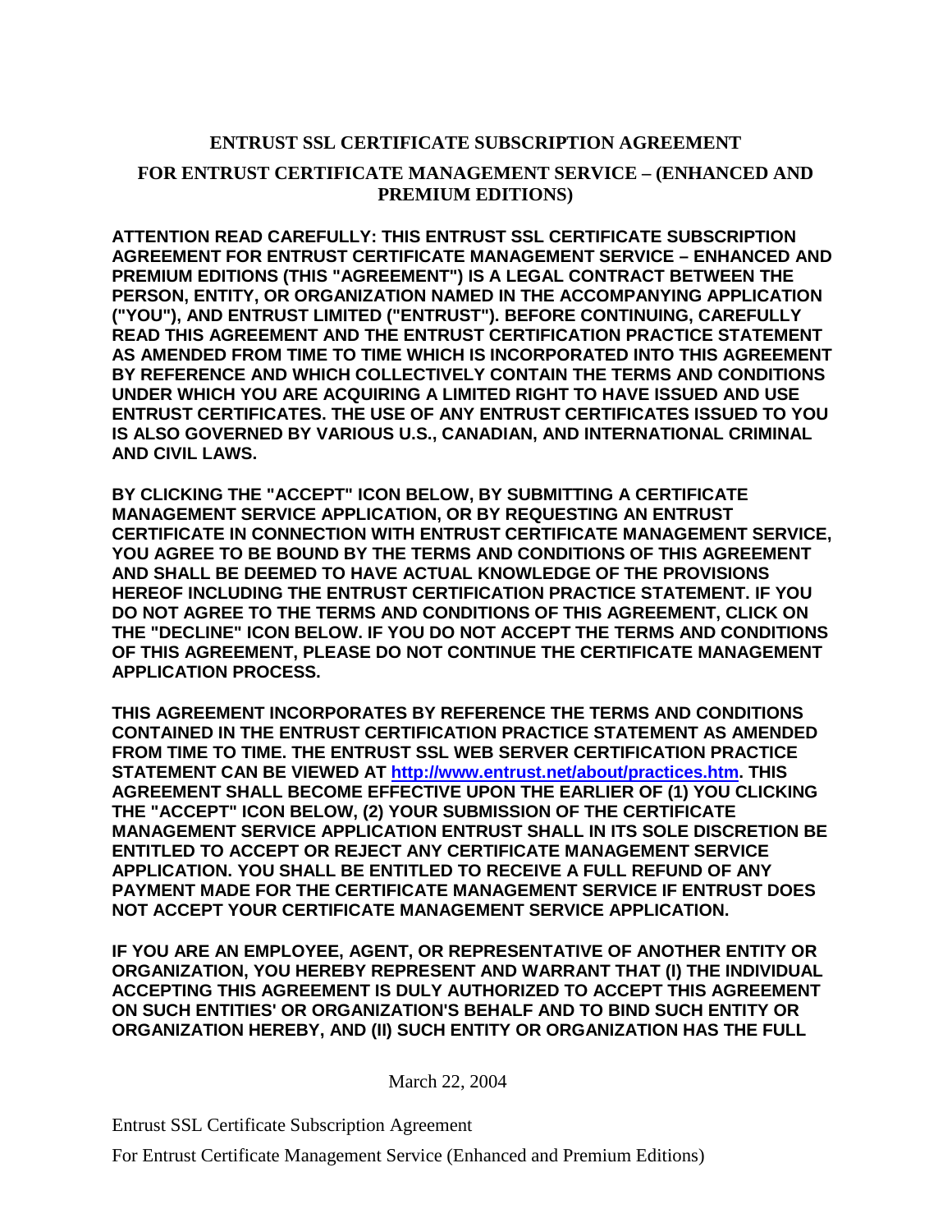# ENTRUST SSL CERTIFICATE SUBSCRIPTION AGREEMENT

## FOR ENTRUST CERTIFICATE MANAGEMENT SERVICE – (ENHANCED AND PREMIUM EDITIONS)

**ATTENTION READ CAREFULLY: THIS ENTRUST SSL CERTIFICATE SUBSCRIPTION AGREEMENT FOR ENTRUST CERTIFICATE MANAGEMENT SERVICE – ENHANCED AND PREMIUM EDITIONS (THIS "AGREEMENT") IS A LEGAL CONTRACT BETWEEN THE PERSON, ENTITY, OR ORGANIZATION NAMED IN THE ACCOMPANYING APPLICATION ("YOU"), AND ENTRUST LIMITED ("ENTRUST"). BEFORE CONTINUING, CAREFULLY READ THIS AGREEMENT AND THE ENTRUST CERTIFICATION PRACTICE STATEMENT AS AMENDED FROM TIME TO TIME WHICH IS INCORPORATED INTO THIS AGREEMENT BY REFERENCE AND WHICH COLLECTIVELY CONTAIN THE TERMS AND CONDITIONS UNDER WHICH YOU ARE ACQUIRING A LIMITED RIGHT TO HAVE ISSUED AND USE ENTRUST CERTIFICATES. THE USE OF ANY ENTRUST CERTIFICATES ISSUED TO YOU IS ALSO GOVERNED BY VARIOUS U.S., CANADIAN, AND INTERNATIONAL CRIMINAL AND CIVIL LAWS.**

**BY CLICKING THE "ACCEPT" ICON BELOW, BY SUBMITTING A CERTIFICATE MANAGEMENT SERVICE APPLICATION, OR BY REQUESTING AN ENTRUST CERTIFICATE IN CONNECTION WITH ENTRUST CERTIFICATE MANAGEMENT SERVICE, YOU AGREE TO BE BOUND BY THE TERMS AND CONDITIONS OF THIS AGREEMENT AND SHALL BE DEEMED TO HAVE ACTUAL KNOWLEDGE OF THE PROVISIONS HEREOF INCLUDING THE ENTRUST CERTIFICATION PRACTICE STATEMENT. IF YOU DO NOT AGREE TO THE TERMS AND CONDITIONS OF THIS AGREEMENT, CLICK ON THE "DECLINE" ICON BELOW. IF YOU DO NOT ACCEPT THE TERMS AND CONDITIONS OF THIS AGREEMENT, PLEASE DO NOT CONTINUE THE CERTIFICATE MANAGEMENT APPLICATION PROCESS.**

**THIS AGREEMENT INCORPORATES BY REFERENCE THE TERMS AND CONDITIONS CONTAINED IN THE ENTRUST CERTIFICATION PRACTICE STATEMENT AS AMENDED FROM TIME TO TIME. THE ENTRUST SSL WEB SERVER CERTIFICATION PRACTICE STATEMENT CAN BE VIEWED AT [http://www.entrust.net/about/practices.htm](http://www.entrust.net/about/practices.htm). THIS AGREEMENT SHALL BECOME EFFECTIVE UPON THE EARLIER OF (1) YOU CLICKING THE "ACCEPT" ICON BELOW, (2) YOUR SUBMISSION OF THE CERTIFICATE MANAGEMENT SERVICE APPLICATION ENTRUST SHALL IN ITS SOLE DISCRETION BE ENTITLED TO ACCEPT OR REJECT ANY CERTIFICATE MANAGEMENT SERVICE APPLICATION. YOU SHALL BE ENTITLED TO RECEIVE A FULL REFUND OF ANY PAYMENT MADE FOR THE CERTIFICATE MANAGEMENT SERVICE IF ENTRUST DOES NOT ACCEPT YOUR CERTIFICATE MANAGEMENT SERVICE APPLICATION.**

**IF YOU ARE AN EMPLOYEE, AGENT, OR REPRESENTATIVE OF ANOTHER ENTITY OR ORGANIZATION, YOU HEREBY REPRESENT AND WARRANT THAT (I) THE INDIVIDUAL ACCEPTING THIS AGREEMENT IS DULY AUTHORIZED TO ACCEPT THIS AGREEMENT ON SUCH ENTITIES' OR ORGANIZATION'S BEHALF AND TO BIND SUCH ENTITY OR ORGANIZATION HEREBY, AND (II) SUCH ENTITY OR ORGANIZATION HAS THE FULL**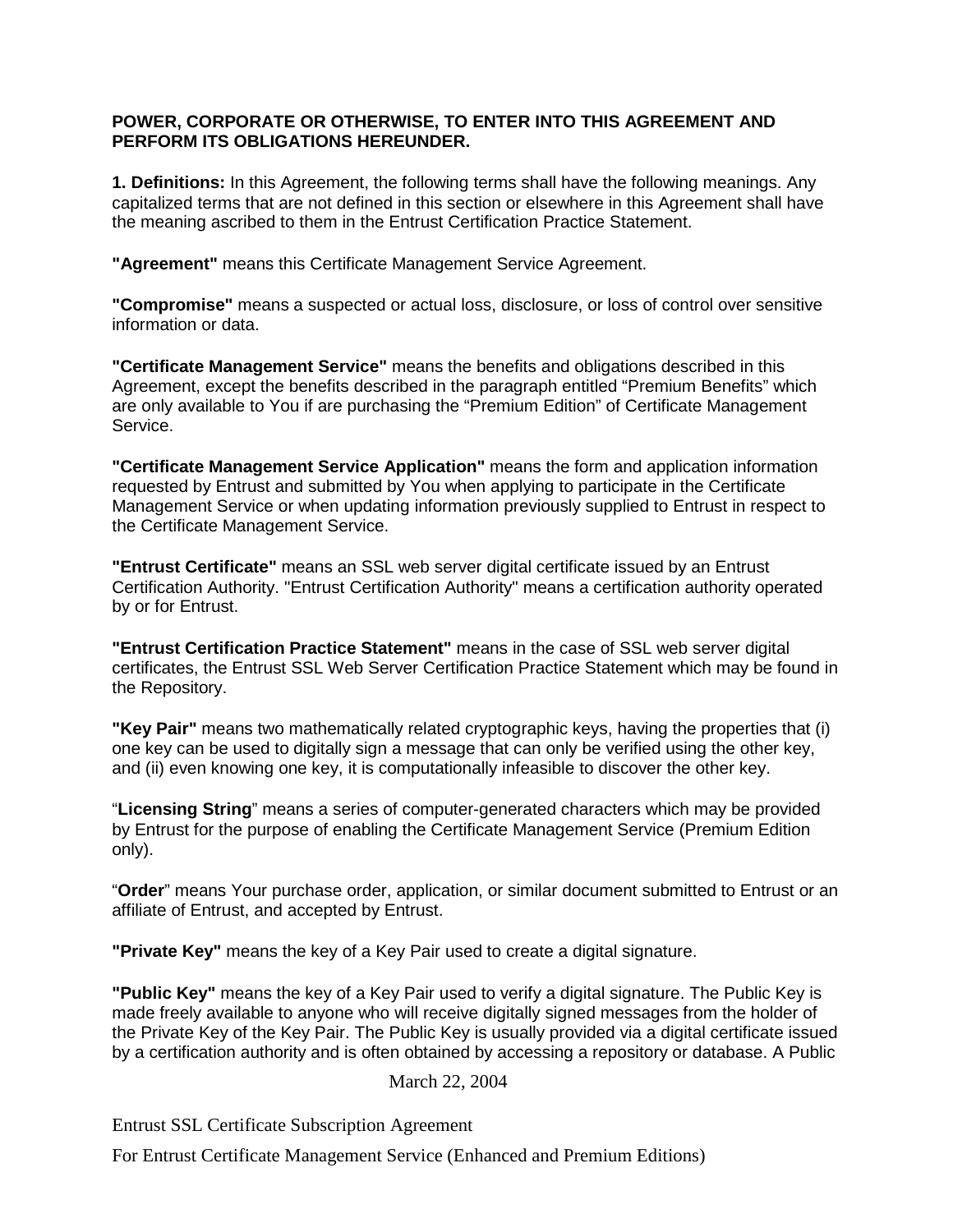**POWER, CORPORATE OR OTHERWISE, TO ENTER INTO THIS AGREEMENT AND PERFORM ITS OBLIGATIONS HEREUNDER.**

**1. Definitions:** In this Agreement, the following terms shall have the following meanings. Any capitalized terms that are not defined in this section or elsewhere in this Agreement shall have the meaning ascribed to them in the Entrust Certification Practice Statement.

**"Agreement"** means this Certificate Management Service Agreement.

**"Compromise"** means a suspected or actual loss, disclosure, or loss of control over sensitive information or data.

**"Certificate Management Service"** means the benefits and obligations described in this Agreement, except the benefits described in the paragraph entitled "Premium Benefits" which are only available to You if are purchasing the "Premium Edition" of Certificate Management Service.

**"Certificate Management Service Application"** means the form and application information requested by Entrust and submitted by You when applying to participate in the Certificate Management Service or when updating information previously supplied to Entrust in respect to the Certificate Management Service.

**"Entrust Certificate"** means an SSL web server digital certificate issued by an Entrust Certification Authority. "Entrust Certification Authority" means a certification authority operated by or for Entrust.

**"Entrust Certification Practice Statement"** means in the case of SSL web server digital certificates, the Entrust SSL Web Server Certification Practice Statement which may be found in the Repository.

**"Key Pair"** means two mathematically related cryptographic keys, having the properties that (i) one key can be used to digitally sign a message that can only be verified using the other key, and (ii) even knowing one key, it is computationally infeasible to discover the other key.

"**Licensing String**" means a series of computer-generated characters which may be provided by Entrust for the purpose of enabling the Certificate Management Service (Premium Edition only).

"**Order**" means Your purchase order, application, or similar document submitted to Entrust or an affiliate of Entrust, and accepted by Entrust.

**"Private Key"** means the key of a Key Pair used to create a digital signature.

**"Public Key"** means the key of a Key Pair used to verify a digital signature. The Public Key is made freely available to anyone who will receive digitally signed messages from the holder of the Private Key of the Key Pair. The Public Key is usually provided via a digital certificate issued by a certification authority and is often obtained by accessing a repository or database. A Public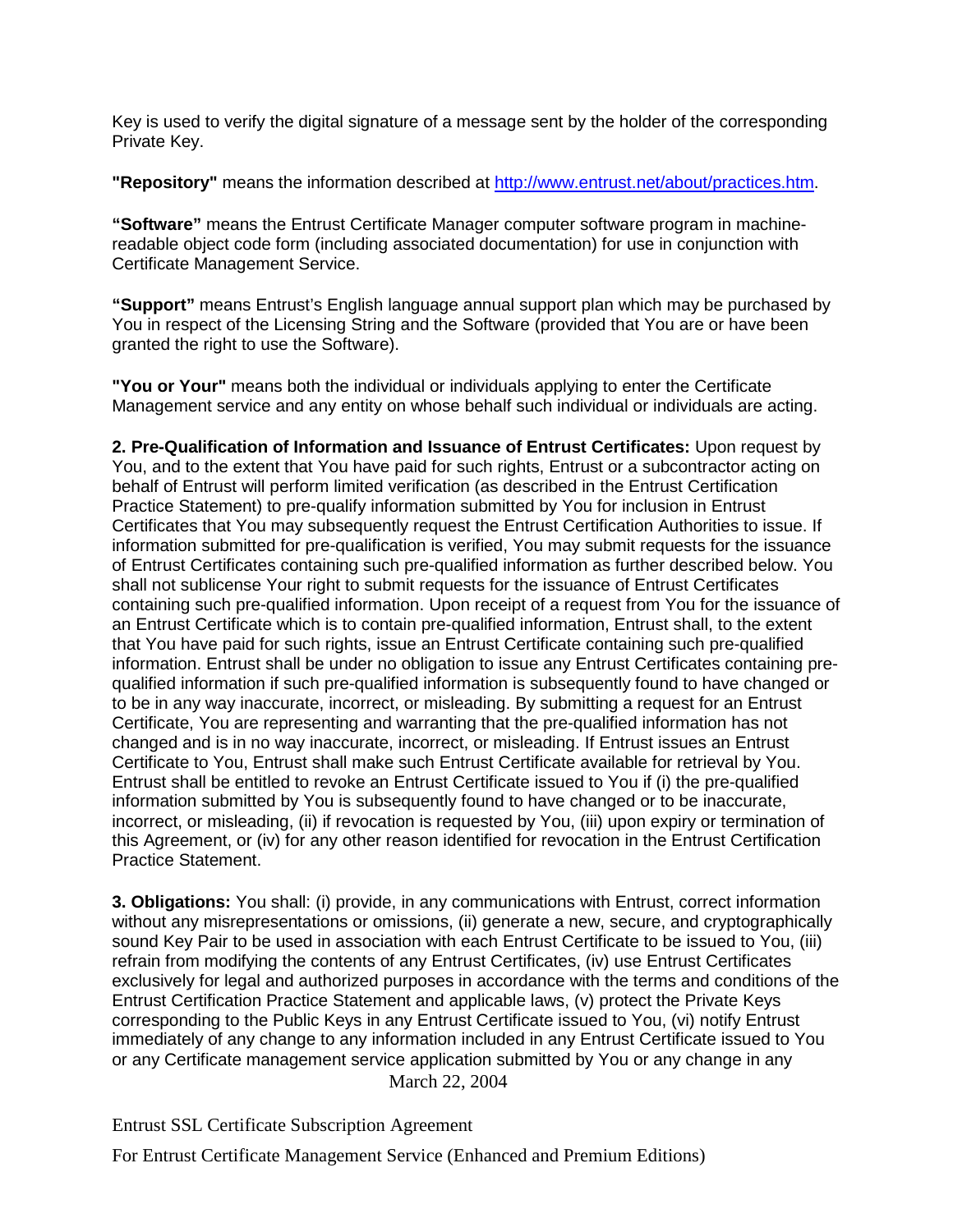Key is used to verify the digital signature of a message sent by the holder of the corresponding Private Key.

**"Repository"** means the information described at http://www.entrust.net/about/practices.htm.

**"Software"** means the Entrust Certificate Manager computer software program in machine-readable object code form (including associated documentation) for use in conjunction with Certificate Management Service.

**"Support"** means Entrust's English language annual support plan which may be purchased by You in respect of the Licensing String and the Software (provided that You are or have been granted the right to use the Software).

**"You or Your"** means both the individual or individuals applying to enter the Certificate Management service and any entity on whose behalf such individual or individuals are acting.

**2. Pre-Qualification of Information and Issuance of Entrust Certificates:** Upon request by You, and to the extent that You have paid for such rights, Entrust or a subcontractor acting on behalf of Entrust will perform limited verification (as described in the Entrust Certification Practice Statement) to pre-qualify information submitted by You for inclusion in Entrust Certificates that You may subsequently request the Entrust Certification Authorities to issue. If information submitted for pre-qualification is verified, You may submit requests for the issuance of Entrust Certificates containing such pre-qualified information as further described below. You shall not sublicense Your right to submit requests for the issuance of Entrust Certificates containing such pre-qualified information. Upon receipt of a request from You for the issuance of an Entrust Certificate which is to contain pre-qualified information, Entrust shall, to the extent that You have paid for such rights, issue an Entrust Certificate containing such pre-qualified information. Entrust shall be under no obligation to issue any Entrust Certificates containing pre-qualified information if such pre-qualified information is subsequently found to have changed or to be in any way inaccurate, incorrect, or misleading. By submitting a request for an Entrust Certificate, You are representing and warranting that the pre-qualified information has not changed and is in no way inaccurate, incorrect, or misleading. If Entrust issues an Entrust Certificate to You, Entrust shall make such Entrust Certificate available for retrieval by You. Entrust shall be entitled to revoke an Entrust Certificate issued to You if (i) the pre-qualified information submitted by You is subsequently found to have changed or to be inaccurate, incorrect, or misleading, (ii) if revocation is requested by You, (iii) upon expiry or termination of this Agreement, or (iv) for any other reason identified for revocation in the Entrust Certification Practice Statement.

**3. Obligations:** You shall: (i) provide, in any communications with Entrust, correct information without any misrepresentations or omissions, (ii) generate a new, secure, and cryptographically sound Key Pair to be used in association with each Entrust Certificate to be issued to You, (iii) refrain from modifying the contents of any Entrust Certificates, (iv) use Entrust Certificates exclusively for legal and authorized purposes in accordance with the terms and conditions of the Entrust Certification Practice Statement and applicable laws, (v) protect the Private Keys corresponding to the Public Keys in any Entrust Certificate issued to You, (vi) notify Entrust immediately of any change to any information included in any Entrust Certificate issued to You or any Certificate management service application submitted by You or any change in any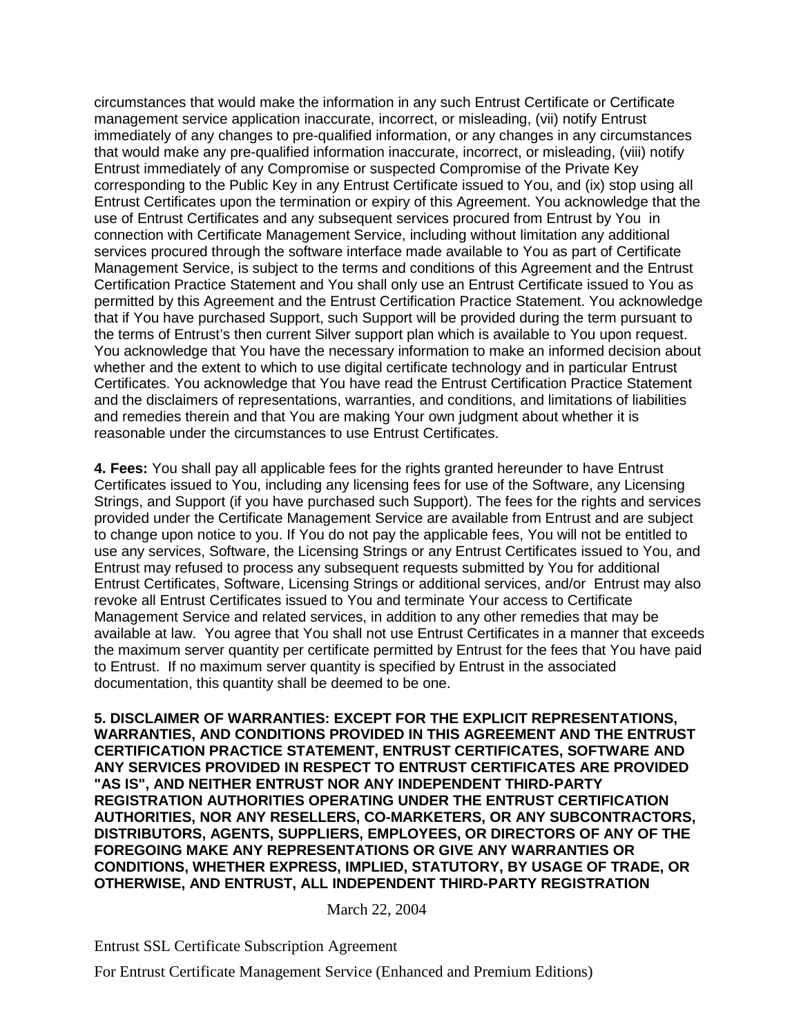circumstances that would make the information in any such Entrust Certificate or Certificate management service application inaccurate, incorrect, or misleading, (vii) notify Entrust immediately of any changes to pre-qualified information, or any changes in any circumstances that would make any pre-qualified information inaccurate, incorrect, or misleading, (viii) notify Entrust immediately of any Compromise or suspected Compromise of the Private Key corresponding to the Public Key in any Entrust Certificate issued to You, and (ix) stop using all Entrust Certificates upon the termination or expiry of this Agreement. You acknowledge that the use of Entrust Certificates and any subsequent services procured from Entrust by You in connection with Certificate Management Service, including without limitation any additional services procured through the software interface made available to You as part of Certificate Management Service, is subject to the terms and conditions of this Agreement and the Entrust Certification Practice Statement and You shall only use an Entrust Certificate issued to You as permitted by this Agreement and the Entrust Certification Practice Statement. You acknowledge that if You have purchased Support, such Support will be provided during the term pursuant to the terms of Entrust's then current Silver support plan which is available to You upon request. You acknowledge that You have the necessary information to make an informed decision about whether and the extent to which to use digital certificate technology and in particular Entrust Certificates. You acknowledge that You have read the Entrust Certification Practice Statement and the disclaimers of representations, warranties, and conditions, and limitations of liabilities and remedies therein and that You are making Your own judgment about whether it is reasonable under the circumstances to use Entrust Certificates.

**4. Fees:** You shall pay all applicable fees for the rights granted hereunder to have Entrust Certificates issued to You, including any licensing fees for use of the Software, any Licensing Strings, and Support (if you have purchased such Support). The fees for the rights and services provided under the Certificate Management Service are available from Entrust and are subject to change upon notice to you. If You do not pay the applicable fees, You will not be entitled to use any services, Software, the Licensing Strings or any Entrust Certificates issued to You, and Entrust may refused to process any subsequent requests submitted by You for additional Entrust Certificates, Software, Licensing Strings or additional services, and/or Entrust may also revoke all Entrust Certificates issued to You and terminate Your access to Certificate Management Service and related services, in addition to any other remedies that may be available at law. You agree that You shall not use Entrust Certificates in a manner that exceeds the maximum server quantity per certificate permitted by Entrust for the fees that You have paid to Entrust. If no maximum server quantity is specified by Entrust in the associated documentation, this quantity shall be deemed to be one.

**5. DISCLAIMER OF WARRANTIES: EXCEPT FOR THE EXPLICIT REPRESENTATIONS, WARRANTIES, AND CONDITIONS PROVIDED IN THIS AGREEMENT AND THE ENTRUST CERTIFICATION PRACTICE STATEMENT, ENTRUST CERTIFICATES, SOFTWARE AND ANY SERVICES PROVIDED IN RESPECT TO ENTRUST CERTIFICATES ARE PROVIDED "AS IS", AND NEITHER ENTRUST NOR ANY INDEPENDENT THIRD-PARTY REGISTRATION AUTHORITIES OPERATING UNDER THE ENTRUST CERTIFICATION AUTHORITIES, NOR ANY RESELLERS, CO-MARKETERS, OR ANY SUBCONTRACTORS, DISTRIBUTORS, AGENTS, SUPPLIERS, EMPLOYEES, OR DIRECTORS OF ANY OF THE FOREGOING MAKE ANY REPRESENTATIONS OR GIVE ANY WARRANTIES OR CONDITIONS, WHETHER EXPRESS, IMPLIED, STATUTORY, BY USAGE OF TRADE, OR OTHERWISE, AND ENTRUST, ALL INDEPENDENT THIRD-PARTY REGISTRATION**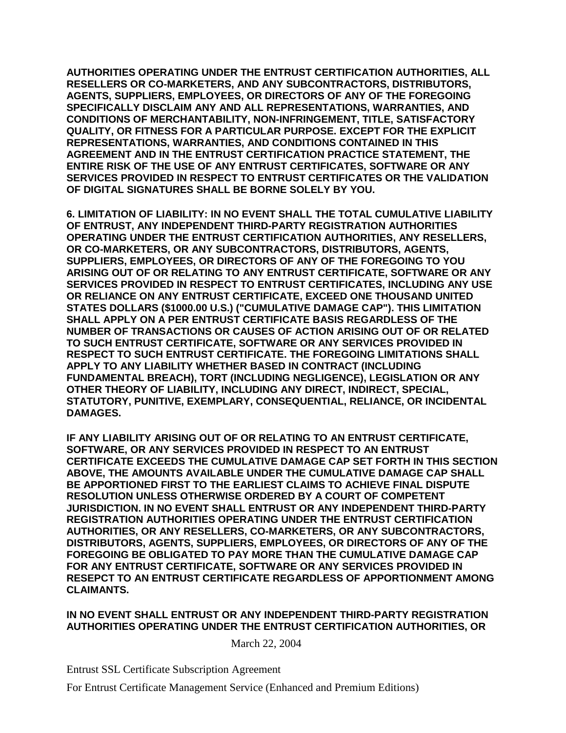**AUTHORITIES OPERATING UNDER THE ENTRUST CERTIFICATION AUTHORITIES, ALL RESELLERS OR CO-MARKETERS, AND ANY SUBCONTRACTORS, DISTRIBUTORS, AGENTS, SUPPLIERS, EMPLOYEES, OR DIRECTORS OF ANY OF THE FOREGOING SPECIFICALLY DISCLAIM ANY AND ALL REPRESENTATIONS, WARRANTIES, AND CONDITIONS OF MERCHANTABILITY, NON-INFRINGEMENT, TITLE, SATISFACTORY QUALITY, OR FITNESS FOR A PARTICULAR PURPOSE. EXCEPT FOR THE EXPLICIT REPRESENTATIONS, WARRANTIES, AND CONDITIONS CONTAINED IN THIS AGREEMENT AND IN THE ENTRUST CERTIFICATION PRACTICE STATEMENT, THE ENTIRE RISK OF THE USE OF ANY ENTRUST CERTIFICATES, SOFTWARE OR ANY SERVICES PROVIDED IN RESPECT TO ENTRUST CERTIFICATES OR THE VALIDATION OF DIGITAL SIGNATURES SHALL BE BORNE SOLELY BY YOU.**

**6. LIMITATION OF LIABILITY: IN NO EVENT SHALL THE TOTAL CUMULATIVE LIABILITY OF ENTRUST, ANY INDEPENDENT THIRD-PARTY REGISTRATION AUTHORITIES OPERATING UNDER THE ENTRUST CERTIFICATION AUTHORITIES, ANY RESELLERS, OR CO-MARKETERS, OR ANY SUBCONTRACTORS, DISTRIBUTORS, AGENTS, SUPPLIERS, EMPLOYEES, OR DIRECTORS OF ANY OF THE FOREGOING TO YOU ARISING OUT OF OR RELATING TO ANY ENTRUST CERTIFICATE, SOFTWARE OR ANY SERVICES PROVIDED IN RESPECT TO ENTRUST CERTIFICATES, INCLUDING ANY USE OR RELIANCE ON ANY ENTRUST CERTIFICATE, EXCEED ONE THOUSAND UNITED STATES DOLLARS ($1000.00 U.S.) ("CUMULATIVE DAMAGE CAP"). THIS LIMITATION SHALL APPLY ON A PER ENTRUST CERTIFICATE BASIS REGARDLESS OF THE NUMBER OF TRANSACTIONS OR CAUSES OF ACTION ARISING OUT OF OR RELATED TO SUCH ENTRUST CERTIFICATE, SOFTWARE OR ANY SERVICES PROVIDED IN RESPECT TO SUCH ENTRUST CERTIFICATE. THE FOREGOING LIMITATIONS SHALL APPLY TO ANY LIABILITY WHETHER BASED IN CONTRACT (INCLUDING FUNDAMENTAL BREACH), TORT (INCLUDING NEGLIGENCE), LEGISLATION OR ANY OTHER THEORY OF LIABILITY, INCLUDING ANY DIRECT, INDIRECT, SPECIAL, STATUTORY, PUNITIVE, EXEMPLARY, CONSEQUENTIAL, RELIANCE, OR INCIDENTAL DAMAGES.**

**IF ANY LIABILITY ARISING OUT OF OR RELATING TO AN ENTRUST CERTIFICATE, SOFTWARE, OR ANY SERVICES PROVIDED IN RESPECT TO AN ENTRUST CERTIFICATE EXCEEDS THE CUMULATIVE DAMAGE CAP SET FORTH IN THIS SECTION ABOVE, THE AMOUNTS AVAILABLE UNDER THE CUMULATIVE DAMAGE CAP SHALL BE APPORTIONED FIRST TO THE EARLIEST CLAIMS TO ACHIEVE FINAL DISPUTE RESOLUTION UNLESS OTHERWISE ORDERED BY A COURT OF COMPETENT JURISDICTION. IN NO EVENT SHALL ENTRUST OR ANY INDEPENDENT THIRD-PARTY REGISTRATION AUTHORITIES OPERATING UNDER THE ENTRUST CERTIFICATION AUTHORITIES, OR ANY RESELLERS, CO-MARKETERS, OR ANY SUBCONTRACTORS, DISTRIBUTORS, AGENTS, SUPPLIERS, EMPLOYEES, OR DIRECTORS OF ANY OF THE FOREGOING BE OBLIGATED TO PAY MORE THAN THE CUMULATIVE DAMAGE CAP FOR ANY ENTRUST CERTIFICATE, SOFTWARE OR ANY SERVICES PROVIDED IN RESEPCT TO AN ENTRUST CERTIFICATE REGARDLESS OF APPORTIONMENT AMONG CLAIMANTS.**

**IN NO EVENT SHALL ENTRUST OR ANY INDEPENDENT THIRD-PARTY REGISTRATION AUTHORITIES OPERATING UNDER THE ENTRUST CERTIFICATION AUTHORITIES, OR**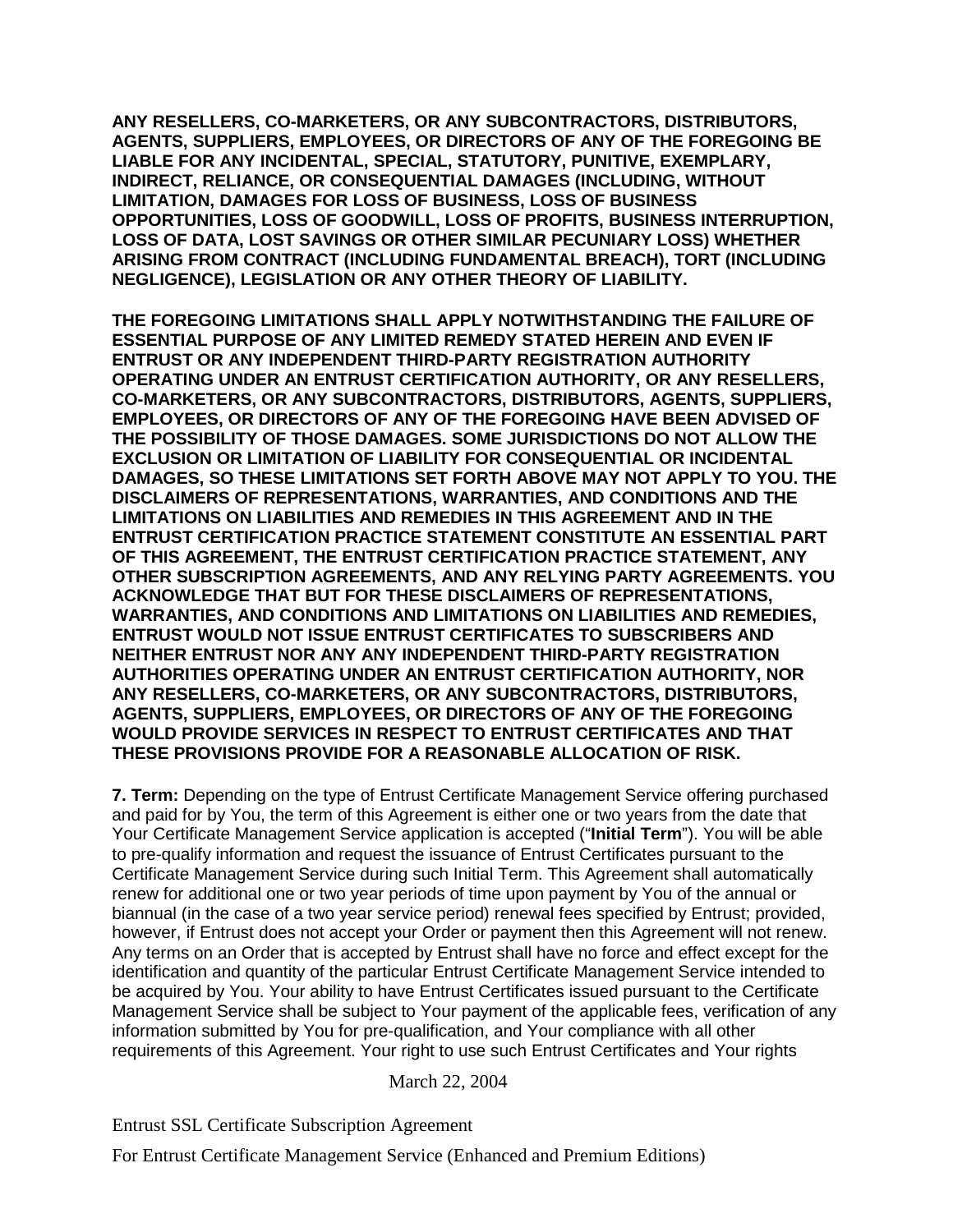**ANY RESELLERS, CO-MARKETERS, OR ANY SUBCONTRACTORS, DISTRIBUTORS, AGENTS, SUPPLIERS, EMPLOYEES, OR DIRECTORS OF ANY OF THE FOREGOING BE LIABLE FOR ANY INCIDENTAL, SPECIAL, STATUTORY, PUNITIVE, EXEMPLARY, INDIRECT, RELIANCE, OR CONSEQUENTIAL DAMAGES (INCLUDING, WITHOUT LIMITATION, DAMAGES FOR LOSS OF BUSINESS, LOSS OF BUSINESS OPPORTUNITIES, LOSS OF GOODWILL, LOSS OF PROFITS, BUSINESS INTERRUPTION, LOSS OF DATA, LOST SAVINGS OR OTHER SIMILAR PECUNIARY LOSS) WHETHER ARISING FROM CONTRACT (INCLUDING FUNDAMENTAL BREACH), TORT (INCLUDING NEGLIGENCE), LEGISLATION OR ANY OTHER THEORY OF LIABILITY.**

**THE FOREGOING LIMITATIONS SHALL APPLY NOTWITHSTANDING THE FAILURE OF ESSENTIAL PURPOSE OF ANY LIMITED REMEDY STATED HEREIN AND EVEN IF ENTRUST OR ANY INDEPENDENT THIRD-PARTY REGISTRATION AUTHORITY OPERATING UNDER AN ENTRUST CERTIFICATION AUTHORITY, OR ANY RESELLERS, CO-MARKETERS, OR ANY SUBCONTRACTORS, DISTRIBUTORS, AGENTS, SUPPLIERS, EMPLOYEES, OR DIRECTORS OF ANY OF THE FOREGOING HAVE BEEN ADVISED OF THE POSSIBILITY OF THOSE DAMAGES. SOME JURISDICTIONS DO NOT ALLOW THE EXCLUSION OR LIMITATION OF LIABILITY FOR CONSEQUENTIAL OR INCIDENTAL DAMAGES, SO THESE LIMITATIONS SET FORTH ABOVE MAY NOT APPLY TO YOU. THE DISCLAIMERS OF REPRESENTATIONS, WARRANTIES, AND CONDITIONS AND THE LIMITATIONS ON LIABILITIES AND REMEDIES IN THIS AGREEMENT AND IN THE ENTRUST CERTIFICATION PRACTICE STATEMENT CONSTITUTE AN ESSENTIAL PART OF THIS AGREEMENT, THE ENTRUST CERTIFICATION PRACTICE STATEMENT, ANY OTHER SUBSCRIPTION AGREEMENTS, AND ANY RELYING PARTY AGREEMENTS. YOU ACKNOWLEDGE THAT BUT FOR THESE DISCLAIMERS OF REPRESENTATIONS, WARRANTIES, AND CONDITIONS AND LIMITATIONS ON LIABILITIES AND REMEDIES, ENTRUST WOULD NOT ISSUE ENTRUST CERTIFICATES TO SUBSCRIBERS AND NEITHER ENTRUST NOR ANY ANY INDEPENDENT THIRD-PARTY REGISTRATION AUTHORITIES OPERATING UNDER AN ENTRUST CERTIFICATION AUTHORITY, NOR ANY RESELLERS, CO-MARKETERS, OR ANY SUBCONTRACTORS, DISTRIBUTORS, AGENTS, SUPPLIERS, EMPLOYEES, OR DIRECTORS OF ANY OF THE FOREGOING WOULD PROVIDE SERVICES IN RESPECT TO ENTRUST CERTIFICATES AND THAT THESE PROVISIONS PROVIDE FOR A REASONABLE ALLOCATION OF RISK.**

**7. Term:** Depending on the type of Entrust Certificate Management Service offering purchased and paid for by You, the term of this Agreement is either one or two years from the date that Your Certificate Management Service application is accepted ("**Initial Term**"). You will be able to pre-qualify information and request the issuance of Entrust Certificates pursuant to the Certificate Management Service during such Initial Term. This Agreement shall automatically renew for additional one or two year periods of time upon payment by You of the annual or biannual (in the case of a two year service period) renewal fees specified by Entrust; provided, however, if Entrust does not accept your Order or payment then this Agreement will not renew. Any terms on an Order that is accepted by Entrust shall have no force and effect except for the identification and quantity of the particular Entrust Certificate Management Service intended to be acquired by You. Your ability to have Entrust Certificates issued pursuant to the Certificate Management Service shall be subject to Your payment of the applicable fees, verification of any information submitted by You for pre-qualification, and Your compliance with all other requirements of this Agreement. Your right to use such Entrust Certificates and Your rights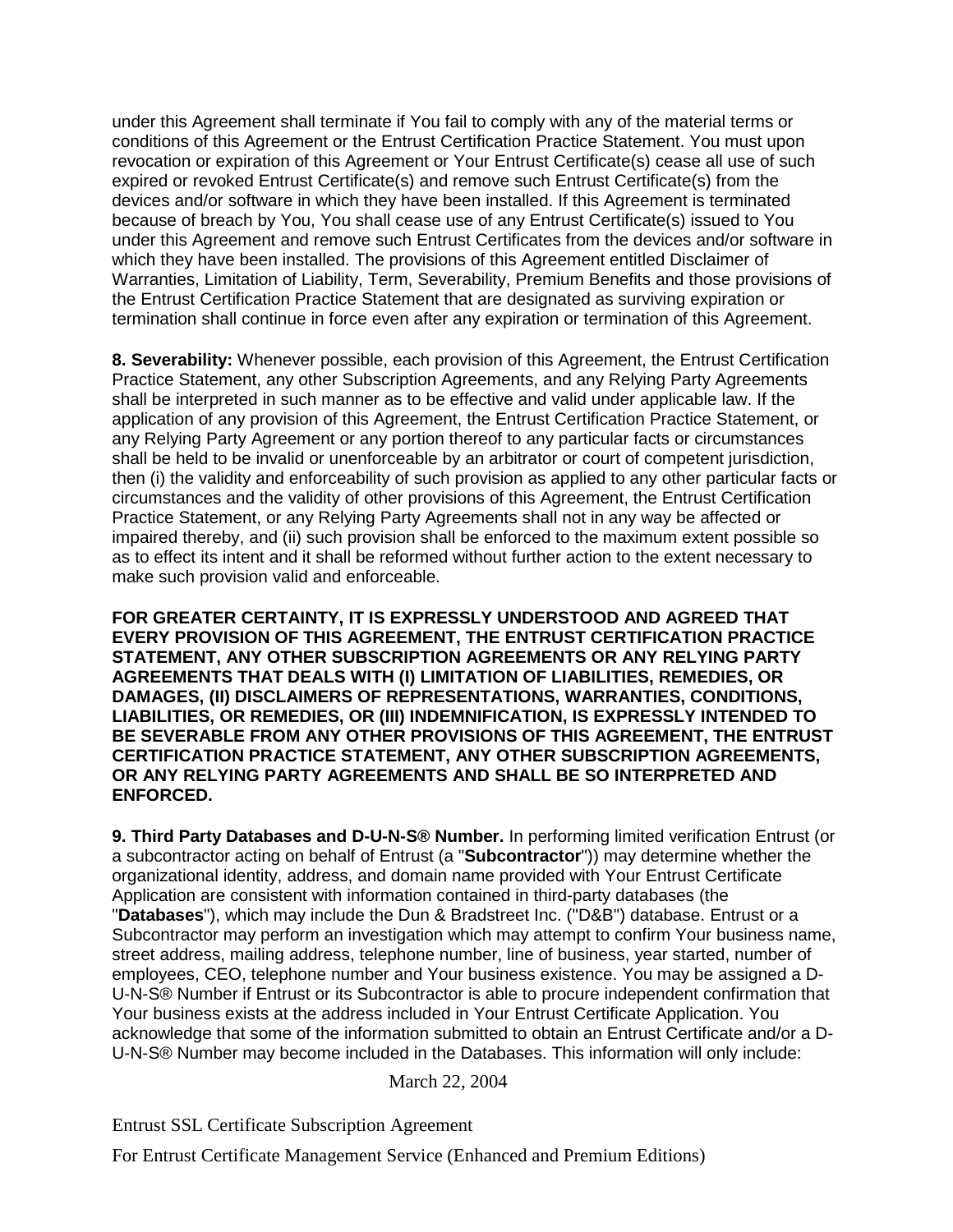under this Agreement shall terminate if You fail to comply with any of the material terms or conditions of this Agreement or the Entrust Certification Practice Statement. You must upon revocation or expiration of this Agreement or Your Entrust Certificate(s) cease all use of such expired or revoked Entrust Certificate(s) and remove such Entrust Certificate(s) from the devices and/or software in which they have been installed. If this Agreement is terminated because of breach by You, You shall cease use of any Entrust Certificate(s) issued to You under this Agreement and remove such Entrust Certificates from the devices and/or software in which they have been installed. The provisions of this Agreement entitled Disclaimer of Warranties, Limitation of Liability, Term, Severability, Premium Benefits and those provisions of the Entrust Certification Practice Statement that are designated as surviving expiration or termination shall continue in force even after any expiration or termination of this Agreement.

**8. Severability:** Whenever possible, each provision of this Agreement, the Entrust Certification Practice Statement, any other Subscription Agreements, and any Relying Party Agreements shall be interpreted in such manner as to be effective and valid under applicable law. If the application of any provision of this Agreement, the Entrust Certification Practice Statement, or any Relying Party Agreement or any portion thereof to any particular facts or circumstances shall be held to be invalid or unenforceable by an arbitrator or court of competent jurisdiction, then (i) the validity and enforceability of such provision as applied to any other particular facts or circumstances and the validity of other provisions of this Agreement, the Entrust Certification Practice Statement, or any Relying Party Agreements shall not in any way be affected or impaired thereby, and (ii) such provision shall be enforced to the maximum extent possible so as to effect its intent and it shall be reformed without further action to the extent necessary to make such provision valid and enforceable.

**FOR GREATER CERTAINTY, IT IS EXPRESSLY UNDERSTOOD AND AGREED THAT EVERY PROVISION OF THIS AGREEMENT, THE ENTRUST CERTIFICATION PRACTICE STATEMENT, ANY OTHER SUBSCRIPTION AGREEMENTS OR ANY RELYING PARTY AGREEMENTS THAT DEALS WITH (I) LIMITATION OF LIABILITIES, REMEDIES, OR DAMAGES, (II) DISCLAIMERS OF REPRESENTATIONS, WARRANTIES, CONDITIONS, LIABILITIES, OR REMEDIES, OR (III) INDEMNIFICATION, IS EXPRESSLY INTENDED TO BE SEVERABLE FROM ANY OTHER PROVISIONS OF THIS AGREEMENT, THE ENTRUST CERTIFICATION PRACTICE STATEMENT, ANY OTHER SUBSCRIPTION AGREEMENTS, OR ANY RELYING PARTY AGREEMENTS AND SHALL BE SO INTERPRETED AND ENFORCED.**

**9. Third Party Databases and D-U-N-S® Number.** In performing limited verification Entrust (or a subcontractor acting on behalf of Entrust (a "**Subcontractor**")) may determine whether the organizational identity, address, and domain name provided with Your Entrust Certificate Application are consistent with information contained in third-party databases (the "**Databases**"), which may include the Dun & Bradstreet Inc. ("D&B") database. Entrust or a Subcontractor may perform an investigation which may attempt to confirm Your business name, street address, mailing address, telephone number, line of business, year started, number of employees, CEO, telephone number and Your business existence. You may be assigned a D-U-N-S® Number if Entrust or its Subcontractor is able to procure independent confirmation that Your business exists at the address included in Your Entrust Certificate Application. You acknowledge that some of the information submitted to obtain an Entrust Certificate and/or a D-U-N-S® Number may become included in the Databases. This information will only include: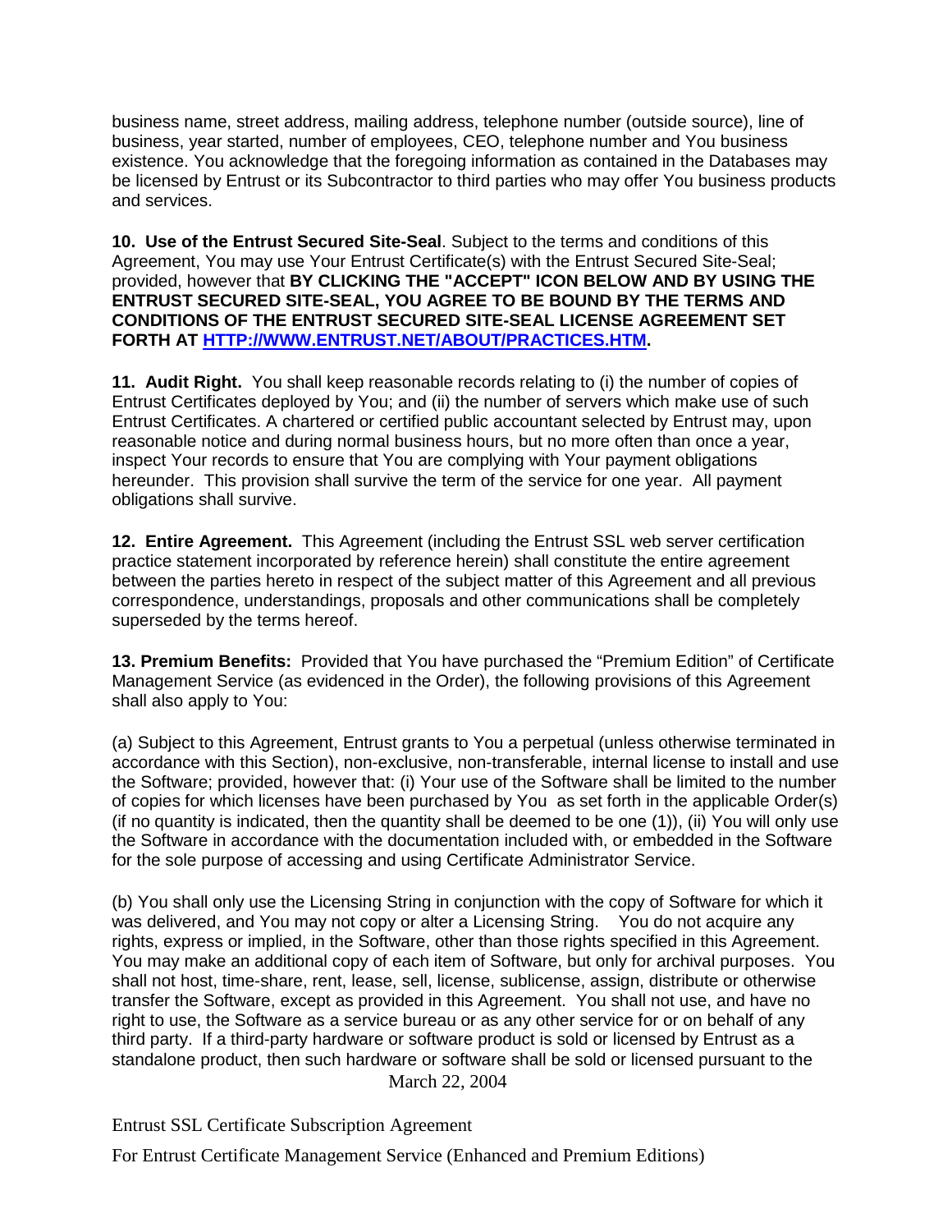business name, street address, mailing address, telephone number (outside source), line of business, year started, number of employees, CEO, telephone number and You business existence. You acknowledge that the foregoing information as contained in the Databases may be licensed by Entrust or its Subcontractor to third parties who may offer You business products and services.

**10. Use of the Entrust Secured Site-Seal**. Subject to the terms and conditions of this Agreement, You may use Your Entrust Certificate(s) with the Entrust Secured Site-Seal; provided, however that **BY CLICKING THE "ACCEPT" ICON BELOW AND BY USING THE ENTRUST SECURED SITE-SEAL, YOU AGREE TO BE BOUND BY THE TERMS AND CONDITIONS OF THE ENTRUST SECURED SITE-SEAL LICENSE AGREEMENT SET FORTH AT [HTTP://WWW.ENTRUST.NET/ABOUT/PRACTICES.HTM](HTTP://WWW.ENTRUST.NET/ABOUT/PRACTICES.HTM).**

**11. Audit Right.** You shall keep reasonable records relating to (i) the number of copies of Entrust Certificates deployed by You; and (ii) the number of servers which make use of such Entrust Certificates. A chartered or certified public accountant selected by Entrust may, upon reasonable notice and during normal business hours, but no more often than once a year, inspect Your records to ensure that You are complying with Your payment obligations hereunder. This provision shall survive the term of the service for one year. All payment obligations shall survive.

**12. Entire Agreement.** This Agreement (including the Entrust SSL web server certification practice statement incorporated by reference herein) shall constitute the entire agreement between the parties hereto in respect of the subject matter of this Agreement and all previous correspondence, understandings, proposals and other communications shall be completely superseded by the terms hereof.

**13. Premium Benefits:** Provided that You have purchased the "Premium Edition" of Certificate Management Service (as evidenced in the Order), the following provisions of this Agreement shall also apply to You:

(a) Subject to this Agreement, Entrust grants to You a perpetual (unless otherwise terminated in accordance with this Section), non-exclusive, non-transferable, internal license to install and use the Software; provided, however that: (i) Your use of the Software shall be limited to the number of copies for which licenses have been purchased by You as set forth in the applicable Order(s) (if no quantity is indicated, then the quantity shall be deemed to be one (1)), (ii) You will only use the Software in accordance with the documentation included with, or embedded in the Software for the sole purpose of accessing and using Certificate Administrator Service.

(b) You shall only use the Licensing String in conjunction with the copy of Software for which it was delivered, and You may not copy or alter a Licensing String. You do not acquire any rights, express or implied, in the Software, other than those rights specified in this Agreement. You may make an additional copy of each item of Software, but only for archival purposes. You shall not host, time-share, rent, lease, sell, license, sublicense, assign, distribute or otherwise transfer the Software, except as provided in this Agreement. You shall not use, and have no right to use, the Software as a service bureau or as any other service for or on behalf of any third party. If a third-party hardware or software product is sold or licensed by Entrust as a standalone product, then such hardware or software shall be sold or licensed pursuant to the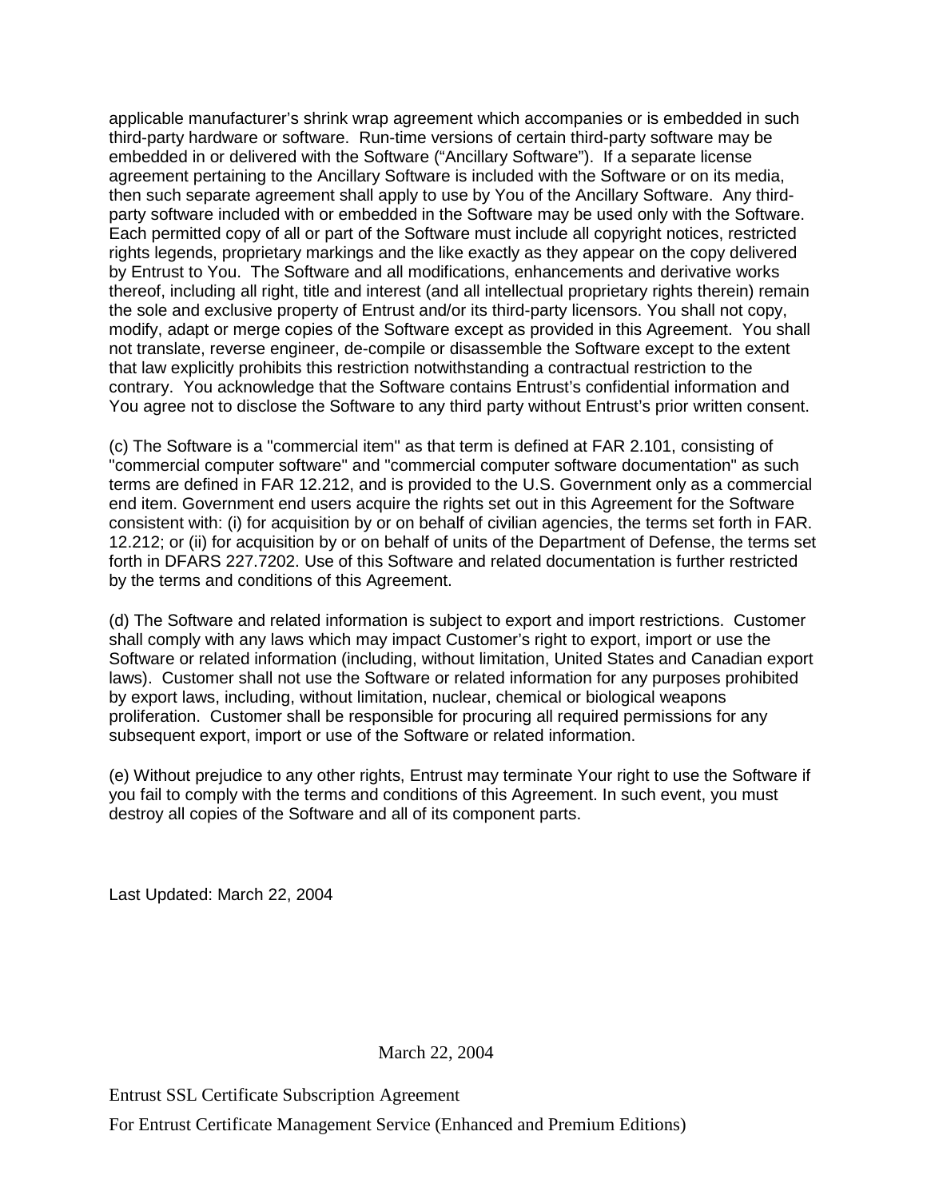applicable manufacturer's shrink wrap agreement which accompanies or is embedded in such third-party hardware or software. Run-time versions of certain third-party software may be embedded in or delivered with the Software ("Ancillary Software"). If a separate license agreement pertaining to the Ancillary Software is included with the Software or on its media, then such separate agreement shall apply to use by You of the Ancillary Software. Any third-party software included with or embedded in the Software may be used only with the Software. Each permitted copy of all or part of the Software must include all copyright notices, restricted rights legends, proprietary markings and the like exactly as they appear on the copy delivered by Entrust to You. The Software and all modifications, enhancements and derivative works thereof, including all right, title and interest (and all intellectual proprietary rights therein) remain the sole and exclusive property of Entrust and/or its third-party licensors. You shall not copy, modify, adapt or merge copies of the Software except as provided in this Agreement. You shall not translate, reverse engineer, de-compile or disassemble the Software except to the extent that law explicitly prohibits this restriction notwithstanding a contractual restriction to the contrary. You acknowledge that the Software contains Entrust's confidential information and You agree not to disclose the Software to any third party without Entrust's prior written consent.

(c) The Software is a "commercial item" as that term is defined at FAR 2.101, consisting of "commercial computer software" and "commercial computer software documentation" as such terms are defined in FAR 12.212, and is provided to the U.S. Government only as a commercial end item. Government end users acquire the rights set out in this Agreement for the Software consistent with: (i) for acquisition by or on behalf of civilian agencies, the terms set forth in FAR. 12.212; or (ii) for acquisition by or on behalf of units of the Department of Defense, the terms set forth in DFARS 227.7202. Use of this Software and related documentation is further restricted by the terms and conditions of this Agreement.

(d) The Software and related information is subject to export and import restrictions. Customer shall comply with any laws which may impact Customer's right to export, import or use the Software or related information (including, without limitation, United States and Canadian export laws). Customer shall not use the Software or related information for any purposes prohibited by export laws, including, without limitation, nuclear, chemical or biological weapons proliferation. Customer shall be responsible for procuring all required permissions for any subsequent export, import or use of the Software or related information.

(e) Without prejudice to any other rights, Entrust may terminate Your right to use the Software if you fail to comply with the terms and conditions of this Agreement. In such event, you must destroy all copies of the Software and all of its component parts.

Last Updated: March 22, 2004

March 22, 2004

Entrust SSL Certificate Subscription Agreement

For Entrust Certificate Management Service (Enhanced and Premium Editions)